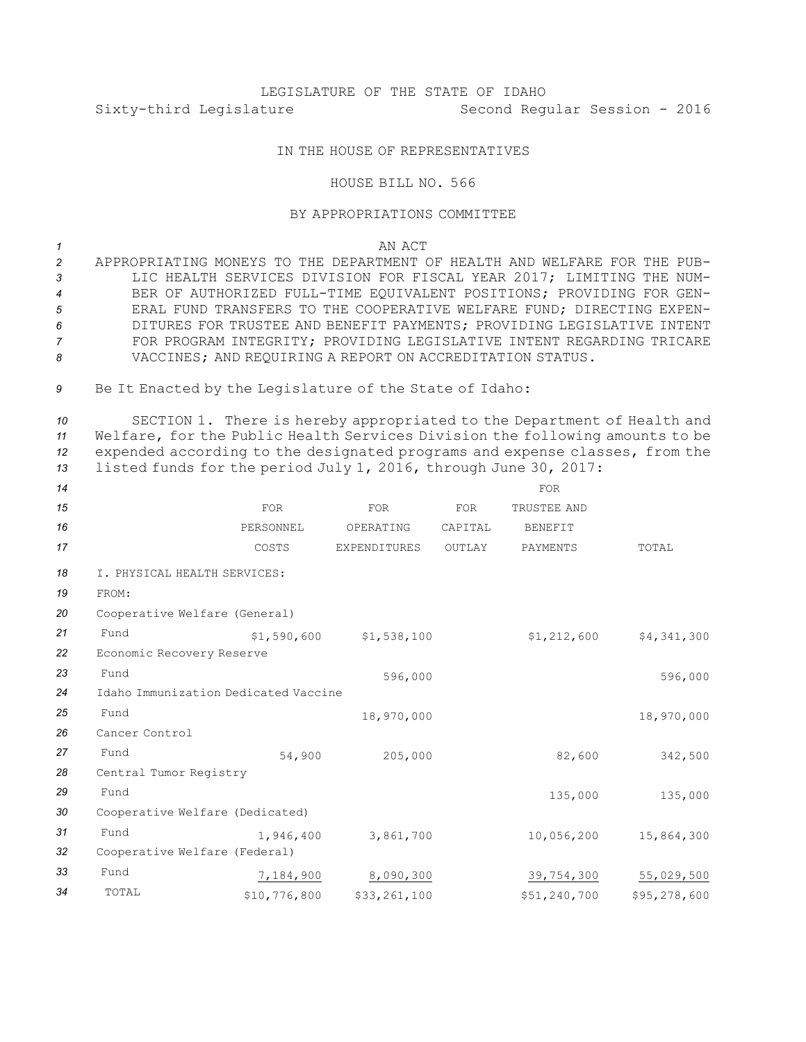LEGISLATURE OF THE STATE OF IDAHO

Sixty-third Legislature Second Regular Session - 2016

IN THE HOUSE OF REPRESENTATIVES

HOUSE BILL NO. 566

BY APPROPRIATIONS COMMITTEE

AN ACT

APPROPRIATING MONEYS TO THE DEPARTMENT OF HEALTH AND WELFARE FOR THE PUBLIC HEALTH SERVICES DIVISION FOR FISCAL YEAR 2017; LIMITING THE NUMBER OF AUTHORIZED FULL-TIME EQUIVALENT POSITIONS; PROVIDING FOR GENERAL FUND TRANSFERS TO THE COOPERATIVE WELFARE FUND; DIRECTING EXPENDITURES FOR TRUSTEE AND BENEFIT PAYMENTS; PROVIDING LEGISLATIVE INTENT FOR PROGRAM INTEGRITY; PROVIDING LEGISLATIVE INTENT REGARDING TRICARE VACCINES; AND REQUIRING A REPORT ON ACCREDITATION STATUS.

Be It Enacted by the Legislature of the State of Idaho:

SECTION 1. There is hereby appropriated to the Department of Health and Welfare, for the Public Health Services Division the following amounts to be expended according to the designated programs and expense classes, from the listed funds for the period July 1, 2016, through June 30, 2017:

| | FOR PERSONNEL COSTS | FOR OPERATING EXPENDITURES | FOR CAPITAL OUTLAY | FOR TRUSTEE AND BENEFIT PAYMENTS | TOTAL |
|---|---|---|---|---|---|
| I. PHYSICAL HEALTH SERVICES: | | | | | |
| FROM: | | | | | |
| Cooperative Welfare (General) Fund | $1,590,600 | $1,538,100 | | $1,212,600 | $4,341,300 |
| Economic Recovery Reserve Fund | | 596,000 | | | 596,000 |
| Idaho Immunization Dedicated Vaccine Fund | | 18,970,000 | | | 18,970,000 |
| Cancer Control Fund | 54,900 | 205,000 | | 82,600 | 342,500 |
| Central Tumor Registry Fund | | | | 135,000 | 135,000 |
| Cooperative Welfare (Dedicated) Fund | 1,946,400 | 3,861,700 | | 10,056,200 | 15,864,300 |
| Cooperative Welfare (Federal) Fund | 7,184,900 | 8,090,300 | | 39,754,300 | 55,029,500 |
| TOTAL | $10,776,800 | $33,261,100 | | $51,240,700 | $95,278,600 |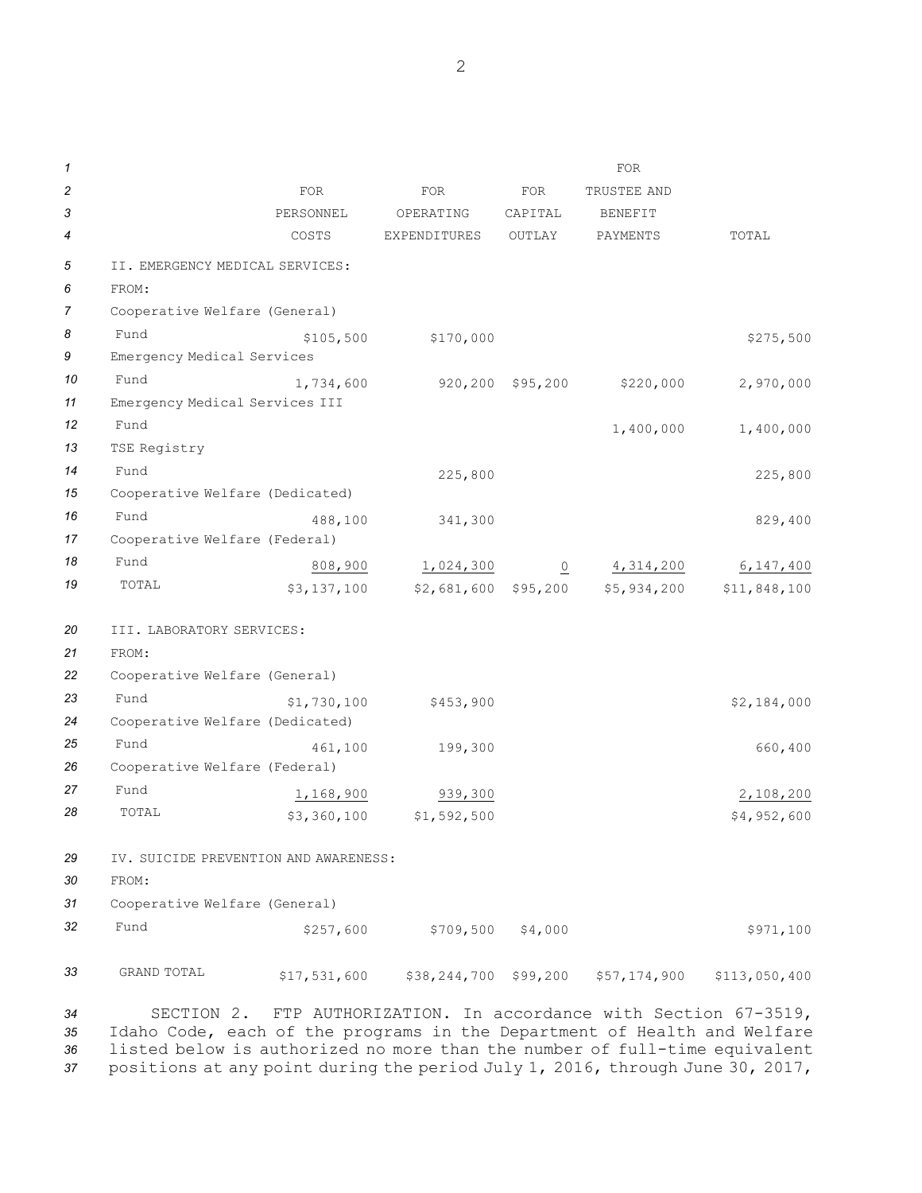| | FOR PERSONNEL COSTS | FOR OPERATING EXPENDITURES | FOR CAPITAL OUTLAY | FOR TRUSTEE AND BENEFIT PAYMENTS | TOTAL |
|---|---|---|---|---|---|
| **II. EMERGENCY MEDICAL SERVICES:** | | | | | |
| FROM: | | | | | |
| Cooperative Welfare (General) Fund | $105,500 | $170,000 | | | $275,500 |
| Emergency Medical Services Fund | 1,734,600 | 920,200 | $95,200 | $220,000 | 2,970,000 |
| Emergency Medical Services III Fund | | | | 1,400,000 | 1,400,000 |
| TSE Registry Fund | | 225,800 | | | 225,800 |
| Cooperative Welfare (Dedicated) Fund | 488,100 | 341,300 | | | 829,400 |
| Cooperative Welfare (Federal) Fund | 808,900 | 1,024,300 | 0 | 4,314,200 | 6,147,400 |
| TOTAL | $3,137,100 | $2,681,600 | $95,200 | $5,934,200 | $11,848,100 |
| **III. LABORATORY SERVICES:** | | | | | |
| FROM: | | | | | |
| Cooperative Welfare (General) Fund | $1,730,100 | $453,900 | | | $2,184,000 |
| Cooperative Welfare (Dedicated) Fund | 461,100 | 199,300 | | | 660,400 |
| Cooperative Welfare (Federal) Fund | 1,168,900 | 939,300 | | | 2,108,200 |
| TOTAL | $3,360,100 | $1,592,500 | | | $4,952,600 |
| **IV. SUICIDE PREVENTION AND AWARENESS:** | | | | | |
| FROM: | | | | | |
| Cooperative Welfare (General) Fund | $257,600 | $709,500 | $4,000 | | $971,100 |
| GRAND TOTAL | $17,531,600 | $38,244,700 | $99,200 | $57,174,900 | $113,050,400 |

SECTION 2. FTP AUTHORIZATION. In accordance with Section 67-3519, Idaho Code, each of the programs in the Department of Health and Welfare listed below is authorized no more than the number of full-time equivalent positions at any point during the period July 1, 2016, through June 30, 2017,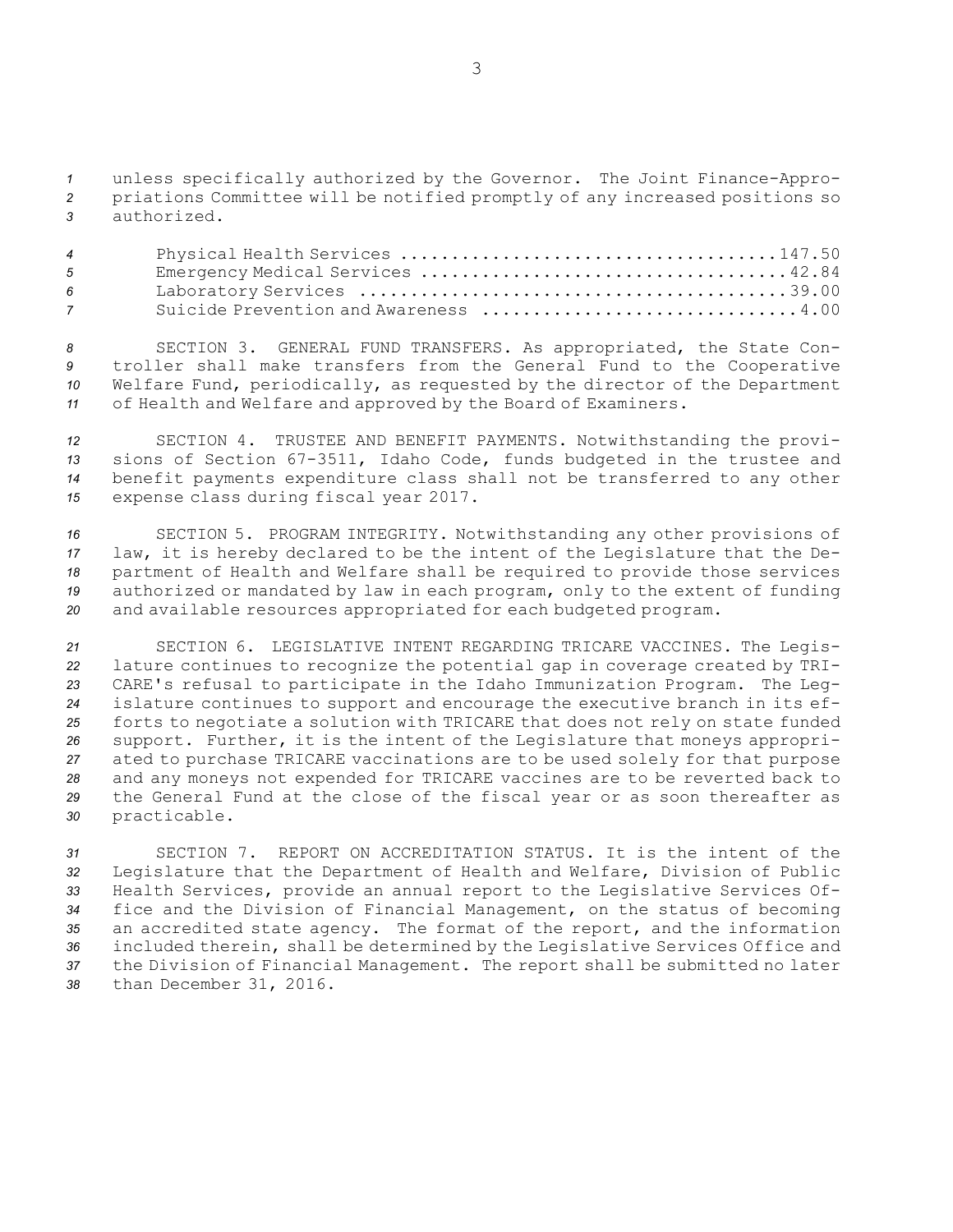unless specifically authorized by the Governor. The Joint Finance-Appropriations Committee will be notified promptly of any increased positions so authorized.

| | |
|---|---|
| Physical Health Services | 147.50 |
| Emergency Medical Services | 42.84 |
| Laboratory Services | 39.00 |
| Suicide Prevention and Awareness | 4.00 |

SECTION 3. GENERAL FUND TRANSFERS. As appropriated, the State Controller shall make transfers from the General Fund to the Cooperative Welfare Fund, periodically, as requested by the director of the Department of Health and Welfare and approved by the Board of Examiners.

SECTION 4. TRUSTEE AND BENEFIT PAYMENTS. Notwithstanding the provisions of Section 67-3511, Idaho Code, funds budgeted in the trustee and benefit payments expenditure class shall not be transferred to any other expense class during fiscal year 2017.

SECTION 5. PROGRAM INTEGRITY. Notwithstanding any other provisions of law, it is hereby declared to be the intent of the Legislature that the Department of Health and Welfare shall be required to provide those services authorized or mandated by law in each program, only to the extent of funding and available resources appropriated for each budgeted program.

SECTION 6. LEGISLATIVE INTENT REGARDING TRICARE VACCINES. The Legislature continues to recognize the potential gap in coverage created by TRICARE's refusal to participate in the Idaho Immunization Program. The Legislature continues to support and encourage the executive branch in its efforts to negotiate a solution with TRICARE that does not rely on state funded support. Further, it is the intent of the Legislature that moneys appropriated to purchase TRICARE vaccinations are to be used solely for that purpose and any moneys not expended for TRICARE vaccines are to be reverted back to the General Fund at the close of the fiscal year or as soon thereafter as practicable.

SECTION 7. REPORT ON ACCREDITATION STATUS. It is the intent of the Legislature that the Department of Health and Welfare, Division of Public Health Services, provide an annual report to the Legislative Services Office and the Division of Financial Management, on the status of becoming an accredited state agency. The format of the report, and the information included therein, shall be determined by the Legislative Services Office and the Division of Financial Management. The report shall be submitted no later than December 31, 2016.